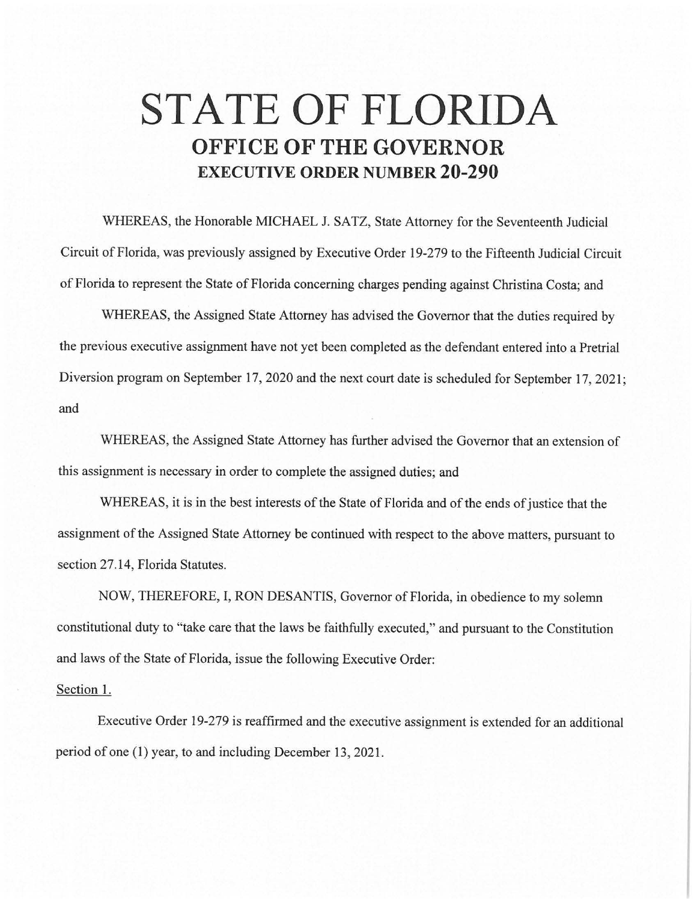# STATE OF FLORIDA
## OFFICE OF THE GOVERNOR
### EXECUTIVE ORDER NUMBER 20-290

WHEREAS, the Honorable MICHAEL J. SATZ, State Attorney for the Seventeenth Judicial Circuit of Florida, was previously assigned by Executive Order 19-279 to the Fifteenth Judicial Circuit of Florida to represent the State of Florida concerning charges pending against Christina Costa; and

WHEREAS, the Assigned State Attorney has advised the Governor that the duties required by the previous executive assignment have not yet been completed as the defendant entered into a Pretrial Diversion program on September 17, 2020 and the next court date is scheduled for September 17, 2021; and

WHEREAS, the Assigned State Attorney has further advised the Governor that an extension of this assignment is necessary in order to complete the assigned duties; and

WHEREAS, it is in the best interests of the State of Florida and of the ends of justice that the assignment of the Assigned State Attorney be continued with respect to the above matters, pursuant to section 27.14, Florida Statutes.

NOW, THEREFORE, I, RON DESANTIS, Governor of Florida, in obedience to my solemn constitutional duty to "take care that the laws be faithfully executed," and pursuant to the Constitution and laws of the State of Florida, issue the following Executive Order:

Section 1.

Executive Order 19-279 is reaffirmed and the executive assignment is extended for an additional period of one (1) year, to and including December 13, 2021.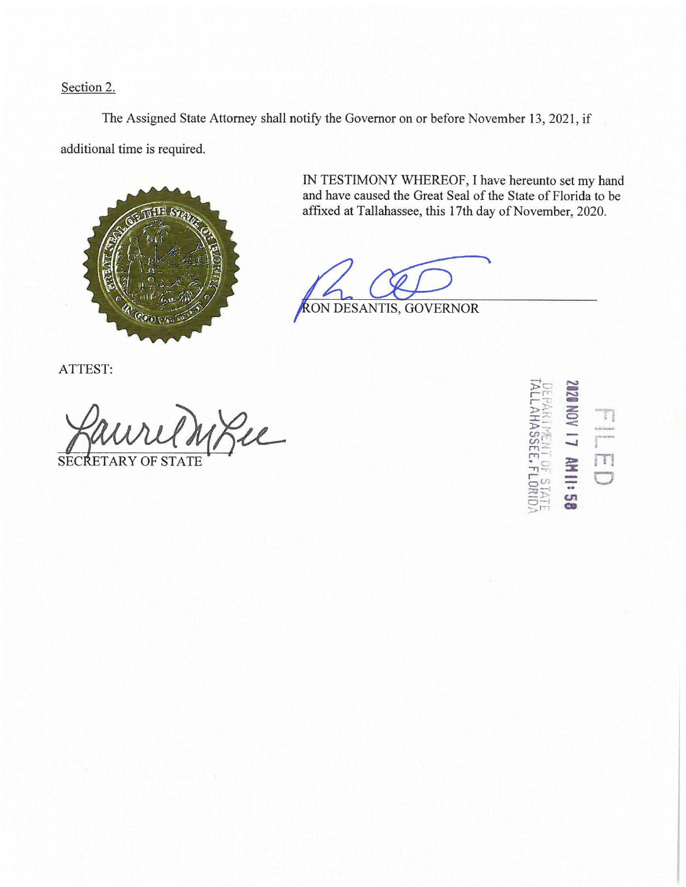Section 2.

The Assigned State Attorney shall notify the Governor on or before November 13, 2021, if additional time is required.

IN TESTIMONY WHEREOF, I have hereunto set my hand and have caused the Great Seal of the State of Florida to be affixed at Tallahassee, this 17th day of November, 2020.

RON DESANTIS, GOVERNOR

ATTEST:

SECRETARY OF STATE

FILED

2020 NOV 17 AM 11:58

DEPARTMENT OF STATE
TALLAHASSEE, FLORIDA